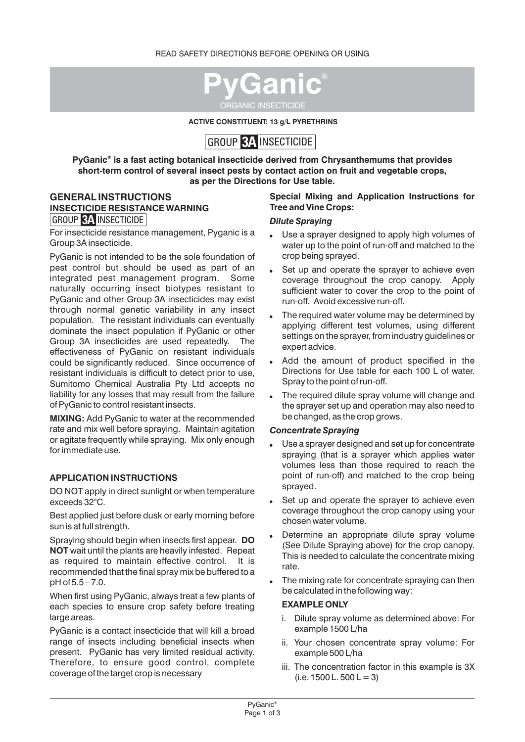READ SAFETY DIRECTIONS BEFORE OPENING OR USING

# PyGanic®

ORGANIC INSECTICIDE

**ACTIVE CONSTITUENT: 13 g/L PYRETHRINS**

GROUP **3A** INSECTICIDE

**PyGanic® is a fast acting botanical insecticide derived from Chrysanthemums that provides short-term control of several insect pests by contact action on fruit and vegetable crops, as per the Directions for Use table.**

## GENERAL INSTRUCTIONS

### INSECTICIDE RESISTANCE WARNING

GROUP **3A** INSECTICIDE

For insecticide resistance management, Pyganic is a Group 3A insecticide.

PyGanic is not intended to be the sole foundation of pest control but should be used as part of an integrated pest management program. Some naturally occurring insect biotypes resistant to PyGanic and other Group 3A insecticides may exist through normal genetic variability in any insect population. The resistant individuals can eventually dominate the insect population if PyGanic or other Group 3A insecticides are used repeatedly. The effectiveness of PyGanic on resistant individuals could be significantly reduced. Since occurrence of resistant individuals is difficult to detect prior to use, Sumitomo Chemical Australia Pty Ltd accepts no liability for any losses that may result from the failure of PyGanic to control resistant insects.

**MIXING:** Add PyGanic to water at the recommended rate and mix well before spraying. Maintain agitation or agitate frequently while spraying. Mix only enough for immediate use.

### APPLICATION INSTRUCTIONS

DO NOT apply in direct sunlight or when temperature exceeds 32°C.

Best applied just before dusk or early morning before sun is at full strength.

Spraying should begin when insects first appear. **DO NOT** wait until the plants are heavily infested. Repeat as required to maintain effective control. It is recommended that the final spray mix be buffered to a pH of 5.5 – 7.0.

When first using PyGanic, always treat a few plants of each species to ensure crop safety before treating large areas.

PyGanic is a contact insecticide that will kill a broad range of insects including beneficial insects when present. PyGanic has very limited residual activity. Therefore, to ensure good control, complete coverage of the target crop is necessary

### Special Mixing and Application Instructions for Tree and Vine Crops:

#### *Dilute Spraying*

- Use a sprayer designed to apply high volumes of water up to the point of run-off and matched to the crop being sprayed.
- Set up and operate the sprayer to achieve even coverage throughout the crop canopy. Apply sufficient water to cover the crop to the point of run-off. Avoid excessive run-off.
- The required water volume may be determined by applying different test volumes, using different settings on the sprayer, from industry guidelines or expert advice.
- Add the amount of product specified in the Directions for Use table for each 100 L of water. Spray to the point of run-off.
- The required dilute spray volume will change and the sprayer set up and operation may also need to be changed, as the crop grows.

#### *Concentrate Spraying*

- Use a sprayer designed and set up for concentrate spraying (that is a sprayer which applies water volumes less than those required to reach the point of run-off) and matched to the crop being sprayed.
- Set up and operate the sprayer to achieve even coverage throughout the crop canopy using your chosen water volume.
- Determine an appropriate dilute spray volume (See Dilute Spraying above) for the crop canopy. This is needed to calculate the concentrate mixing rate.
- The mixing rate for concentrate spraying can then be calculated in the following way:

  **EXAMPLE ONLY**

  i. Dilute spray volume as determined above: For example 1500 L/ha

  ii. Your chosen concentrate spray volume: For example 500 L/ha

  iii. The concentration factor in this example is 3X (i.e. 1500 L. 500 L = 3)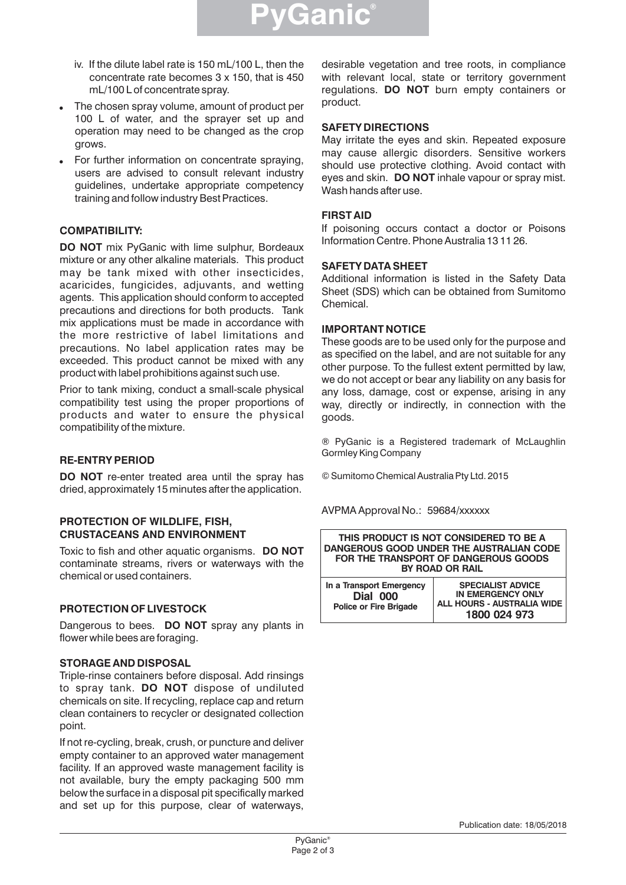iv. If the dilute label rate is 150 mL/100 L, then the concentrate rate becomes 3 x 150, that is 450 mL/100 L of concentrate spray.

- The chosen spray volume, amount of product per 100 L of water, and the sprayer set up and operation may need to be changed as the crop grows.
- For further information on concentrate spraying, users are advised to consult relevant industry guidelines, undertake appropriate competency training and follow industry Best Practices.

### COMPATIBILITY:

**DO NOT** mix PyGanic with lime sulphur, Bordeaux mixture or any other alkaline materials. This product may be tank mixed with other insecticides, acaricides, fungicides, adjuvants, and wetting agents. This application should conform to accepted precautions and directions for both products. Tank mix applications must be made in accordance with the more restrictive of label limitations and precautions. No label application rates may be exceeded. This product cannot be mixed with any product with label prohibitions against such use.

Prior to tank mixing, conduct a small-scale physical compatibility test using the proper proportions of products and water to ensure the physical compatibility of the mixture.

### RE-ENTRY PERIOD

**DO NOT** re-enter treated area until the spray has dried, approximately 15 minutes after the application.

### PROTECTION OF WILDLIFE, FISH, CRUSTACEANS AND ENVIRONMENT

Toxic to fish and other aquatic organisms. **DO NOT** contaminate streams, rivers or waterways with the chemical or used containers.

### PROTECTION OF LIVESTOCK

Dangerous to bees. **DO NOT** spray any plants in flower while bees are foraging.

### STORAGE AND DISPOSAL

Triple-rinse containers before disposal. Add rinsings to spray tank. **DO NOT** dispose of undiluted chemicals on site. If recycling, replace cap and return clean containers to recycler or designated collection point.

If not re-cycling, break, crush, or puncture and deliver empty container to an approved water management facility. If an approved waste management facility is not available, bury the empty packaging 500 mm below the surface in a disposal pit specifically marked and set up for this purpose, clear of waterways, desirable vegetation and tree roots, in compliance with relevant local, state or territory government regulations. **DO NOT** burn empty containers or product.

### SAFETY DIRECTIONS

May irritate the eyes and skin. Repeated exposure may cause allergic disorders. Sensitive workers should use protective clothing. Avoid contact with eyes and skin. **DO NOT** inhale vapour or spray mist. Wash hands after use.

### FIRST AID

If poisoning occurs contact a doctor or Poisons Information Centre. Phone Australia 13 11 26.

### SAFETY DATA SHEET

Additional information is listed in the Safety Data Sheet (SDS) which can be obtained from Sumitomo Chemical.

### IMPORTANT NOTICE

These goods are to be used only for the purpose and as specified on the label, and are not suitable for any other purpose. To the fullest extent permitted by law, we do not accept or bear any liability on any basis for any loss, damage, cost or expense, arising in any way, directly or indirectly, in connection with the goods.

® PyGanic is a Registered trademark of McLaughlin Gormley King Company

© Sumitomo Chemical Australia Pty Ltd. 2015

AVPMA Approval No.: 59684/xxxxxx

| THIS PRODUCT IS NOT CONSIDERED TO BE A DANGEROUS GOOD UNDER THE AUSTRALIAN CODE FOR THE TRANSPORT OF DANGEROUS GOODS BY ROAD OR RAIL | |
|---|---|
| In a Transport Emergency **Dial 000** Police or Fire Brigade | SPECIALIST ADVICE IN EMERGENCY ONLY ALL HOURS - AUSTRALIA WIDE **1800 024 973** |

Publication date: 18/05/2018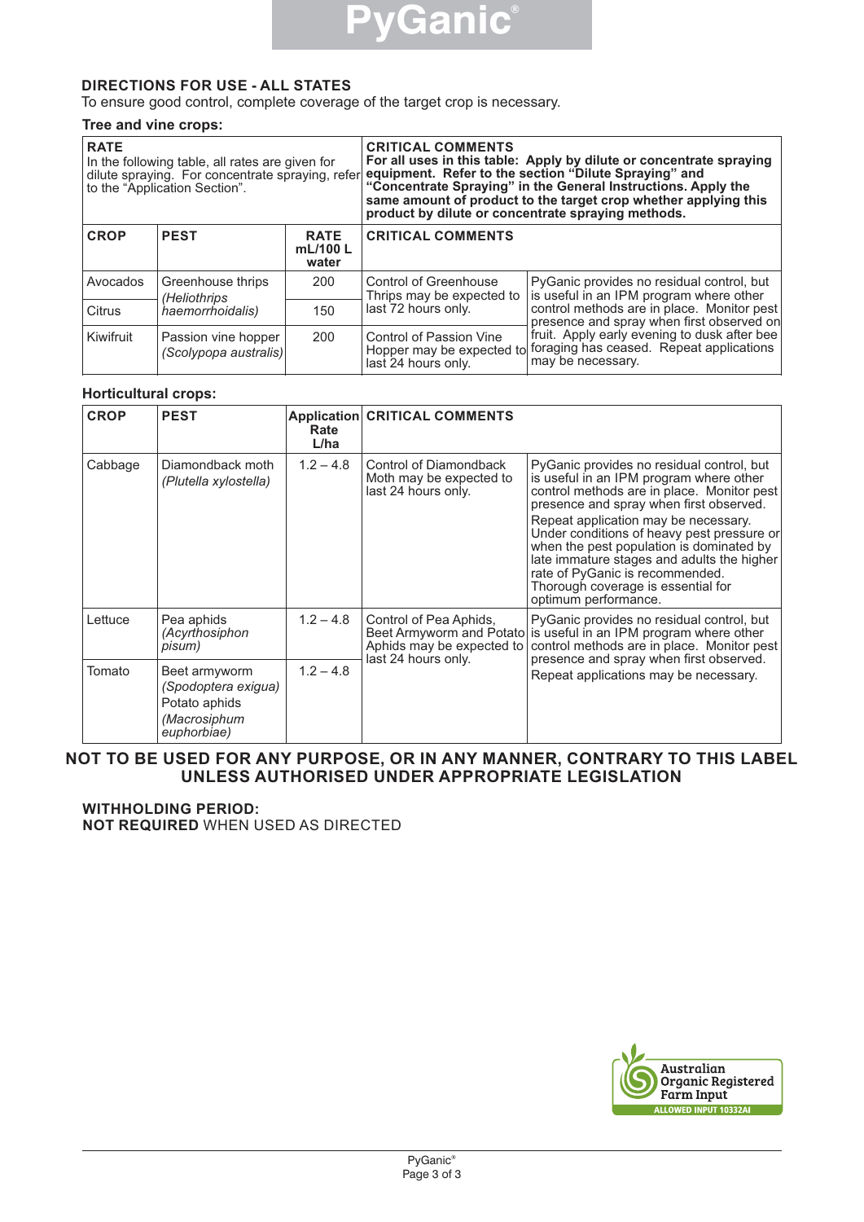# PyGanic®

## DIRECTIONS FOR USE - ALL STATES

To ensure good control, complete coverage of the target crop is necessary.

### Tree and vine crops:

| **RATE**<br>In the following table, all rates are given for dilute spraying. For concentrate spraying, refer to the "Application Section". | | | **CRITICAL COMMENTS**<br>**For all uses in this table: Apply by dilute or concentrate spraying equipment. Refer to the section "Dilute Spraying" and "Concentrate Spraying" in the General Instructions. Apply the same amount of product to the target crop whether applying this product by dilute or concentrate spraying methods.** | |
|---|---|---|---|---|
| **CROP** | **PEST** | **RATE mL/100 L water** | **CRITICAL COMMENTS** | |
| Avocados | Greenhouse thrips *(Heliothrips haemorrhoidalis)* | 200 | Control of Greenhouse Thrips may be expected to last 72 hours only. | PyGanic provides no residual control, but is useful in an IPM program where other control methods are in place. Monitor pest presence and spray when first observed on fruit. Apply early evening to dusk after bee foraging has ceased. Repeat applications may be necessary. |
| Citrus | | 150 | | |
| Kiwifruit | Passion vine hopper *(Scolypopa australis)* | 200 | Control of Passion Vine Hopper may be expected to last 24 hours only. | |

### Horticultural crops:

| **CROP** | **PEST** | **Application Rate L/ha** | **CRITICAL COMMENTS** | |
|---|---|---|---|---|
| Cabbage | Diamondback moth *(Plutella xylostella)* | 1.2 – 4.8 | Control of Diamondback Moth may be expected to last 24 hours only. | PyGanic provides no residual control, but is useful in an IPM program where other control methods are in place. Monitor pest presence and spray when first observed.<br>Repeat application may be necessary. Under conditions of heavy pest pressure or when the pest population is dominated by late immature stages and adults the higher rate of PyGanic is recommended. Thorough coverage is essential for optimum performance. |
| Lettuce | Pea aphids *(Acyrthosiphon pisum)* | 1.2 – 4.8 | Control of Pea Aphids, Beet Armyworm and Potato Aphids may be expected to last 24 hours only. | PyGanic provides no residual control, but is useful in an IPM program where other control methods are in place. Monitor pest presence and spray when first observed.<br>Repeat applications may be necessary. |
| Tomato | Beet armyworm *(Spodoptera exigua)*<br>Potato aphids *(Macrosiphum euphorbiae)* | 1.2 – 4.8 | | |

**NOT TO BE USED FOR ANY PURPOSE, OR IN ANY MANNER, CONTRARY TO THIS LABEL UNLESS AUTHORISED UNDER APPROPRIATE LEGISLATION**

**WITHHOLDING PERIOD:**
**NOT REQUIRED** WHEN USED AS DIRECTED

Australian Organic Registered Farm Input
ALLOWED INPUT 10332AI